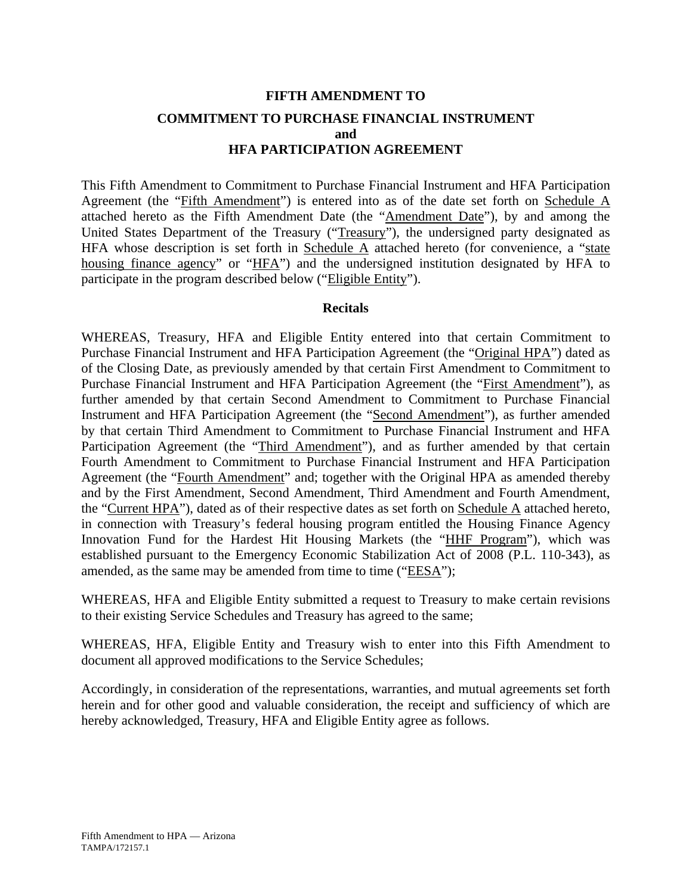# FIFTH AMENDMENT TO

# COMMITMENT TO PURCHASE FINANCIAL INSTRUMENT and HFA PARTICIPATION AGREEMENT

This Fifth Amendment to Commitment to Purchase Financial Instrument and HFA Participation Agreement (the "Fifth Amendment") is entered into as of the date set forth on Schedule A attached hereto as the Fifth Amendment Date (the "Amendment Date"), by and among the United States Department of the Treasury ("Treasury"), the undersigned party designated as HFA whose description is set forth in Schedule A attached hereto (for convenience, a "state housing finance agency" or "HFA") and the undersigned institution designated by HFA to participate in the program described below ("Eligible Entity").

## Recitals

WHEREAS, Treasury, HFA and Eligible Entity entered into that certain Commitment to Purchase Financial Instrument and HFA Participation Agreement (the "Original HPA") dated as of the Closing Date, as previously amended by that certain First Amendment to Commitment to Purchase Financial Instrument and HFA Participation Agreement (the "First Amendment"), as further amended by that certain Second Amendment to Commitment to Purchase Financial Instrument and HFA Participation Agreement (the "Second Amendment"), as further amended by that certain Third Amendment to Commitment to Purchase Financial Instrument and HFA Participation Agreement (the "Third Amendment"), and as further amended by that certain Fourth Amendment to Commitment to Purchase Financial Instrument and HFA Participation Agreement (the "Fourth Amendment" and; together with the Original HPA as amended thereby and by the First Amendment, Second Amendment, Third Amendment and Fourth Amendment, the "Current HPA"), dated as of their respective dates as set forth on Schedule A attached hereto, in connection with Treasury's federal housing program entitled the Housing Finance Agency Innovation Fund for the Hardest Hit Housing Markets (the "HHF Program"), which was established pursuant to the Emergency Economic Stabilization Act of 2008 (P.L. 110-343), as amended, as the same may be amended from time to time ("EESA");

WHEREAS, HFA and Eligible Entity submitted a request to Treasury to make certain revisions to their existing Service Schedules and Treasury has agreed to the same;

WHEREAS, HFA, Eligible Entity and Treasury wish to enter into this Fifth Amendment to document all approved modifications to the Service Schedules;

Accordingly, in consideration of the representations, warranties, and mutual agreements set forth herein and for other good and valuable consideration, the receipt and sufficiency of which are hereby acknowledged, Treasury, HFA and Eligible Entity agree as follows.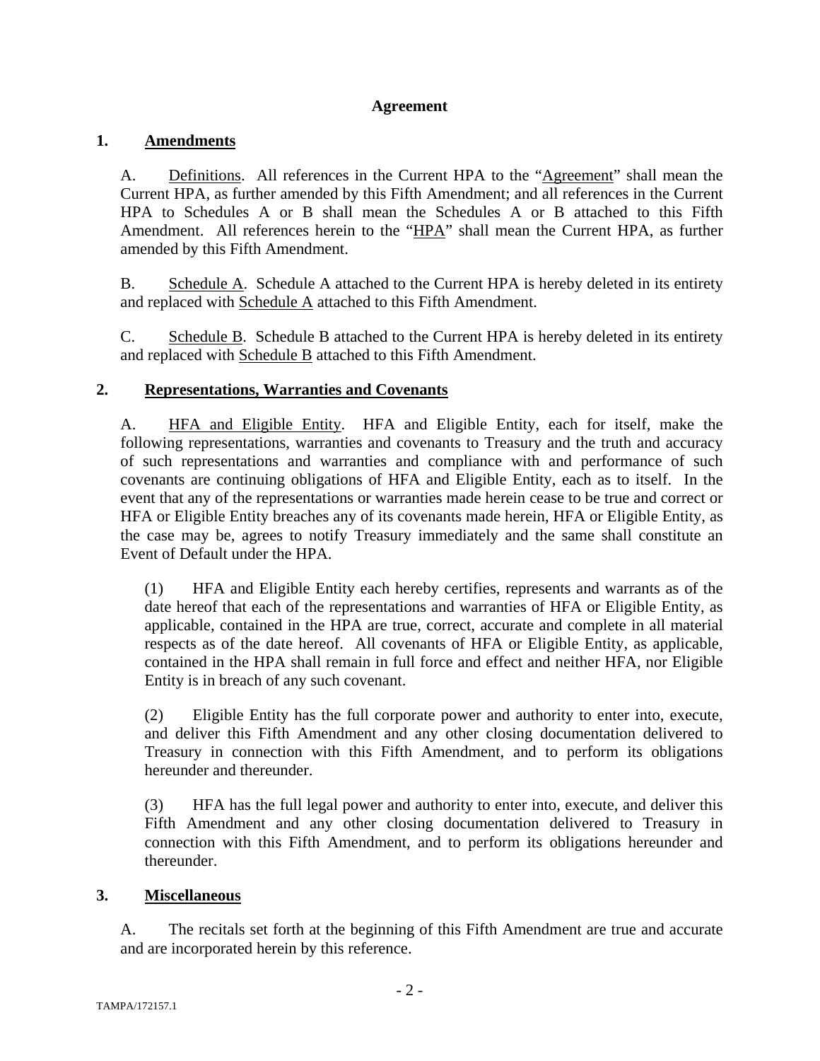## Agreement

### 1. Amendments

A. Definitions. All references in the Current HPA to the "Agreement" shall mean the Current HPA, as further amended by this Fifth Amendment; and all references in the Current HPA to Schedules A or B shall mean the Schedules A or B attached to this Fifth Amendment. All references herein to the "HPA" shall mean the Current HPA, as further amended by this Fifth Amendment.

B. Schedule A. Schedule A attached to the Current HPA is hereby deleted in its entirety and replaced with Schedule A attached to this Fifth Amendment.

C. Schedule B. Schedule B attached to the Current HPA is hereby deleted in its entirety and replaced with Schedule B attached to this Fifth Amendment.

### 2. Representations, Warranties and Covenants

A. HFA and Eligible Entity. HFA and Eligible Entity, each for itself, make the following representations, warranties and covenants to Treasury and the truth and accuracy of such representations and warranties and compliance with and performance of such covenants are continuing obligations of HFA and Eligible Entity, each as to itself. In the event that any of the representations or warranties made herein cease to be true and correct or HFA or Eligible Entity breaches any of its covenants made herein, HFA or Eligible Entity, as the case may be, agrees to notify Treasury immediately and the same shall constitute an Event of Default under the HPA.

(1) HFA and Eligible Entity each hereby certifies, represents and warrants as of the date hereof that each of the representations and warranties of HFA or Eligible Entity, as applicable, contained in the HPA are true, correct, accurate and complete in all material respects as of the date hereof. All covenants of HFA or Eligible Entity, as applicable, contained in the HPA shall remain in full force and effect and neither HFA, nor Eligible Entity is in breach of any such covenant.

(2) Eligible Entity has the full corporate power and authority to enter into, execute, and deliver this Fifth Amendment and any other closing documentation delivered to Treasury in connection with this Fifth Amendment, and to perform its obligations hereunder and thereunder.

(3) HFA has the full legal power and authority to enter into, execute, and deliver this Fifth Amendment and any other closing documentation delivered to Treasury in connection with this Fifth Amendment, and to perform its obligations hereunder and thereunder.

### 3. Miscellaneous

A. The recitals set forth at the beginning of this Fifth Amendment are true and accurate and are incorporated herein by this reference.

TAMPA/172157.1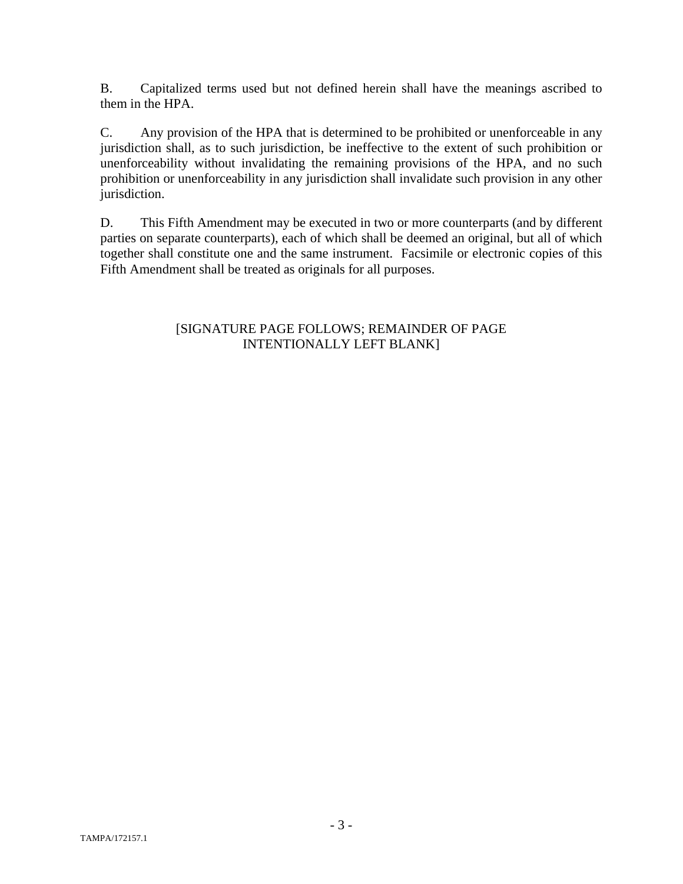B. Capitalized terms used but not defined herein shall have the meanings ascribed to them in the HPA.

C. Any provision of the HPA that is determined to be prohibited or unenforceable in any jurisdiction shall, as to such jurisdiction, be ineffective to the extent of such prohibition or unenforceability without invalidating the remaining provisions of the HPA, and no such prohibition or unenforceability in any jurisdiction shall invalidate such provision in any other jurisdiction.

D. This Fifth Amendment may be executed in two or more counterparts (and by different parties on separate counterparts), each of which shall be deemed an original, but all of which together shall constitute one and the same instrument. Facsimile or electronic copies of this Fifth Amendment shall be treated as originals for all purposes.

[SIGNATURE PAGE FOLLOWS; REMAINDER OF PAGE INTENTIONALLY LEFT BLANK]

TAMPA/172157.1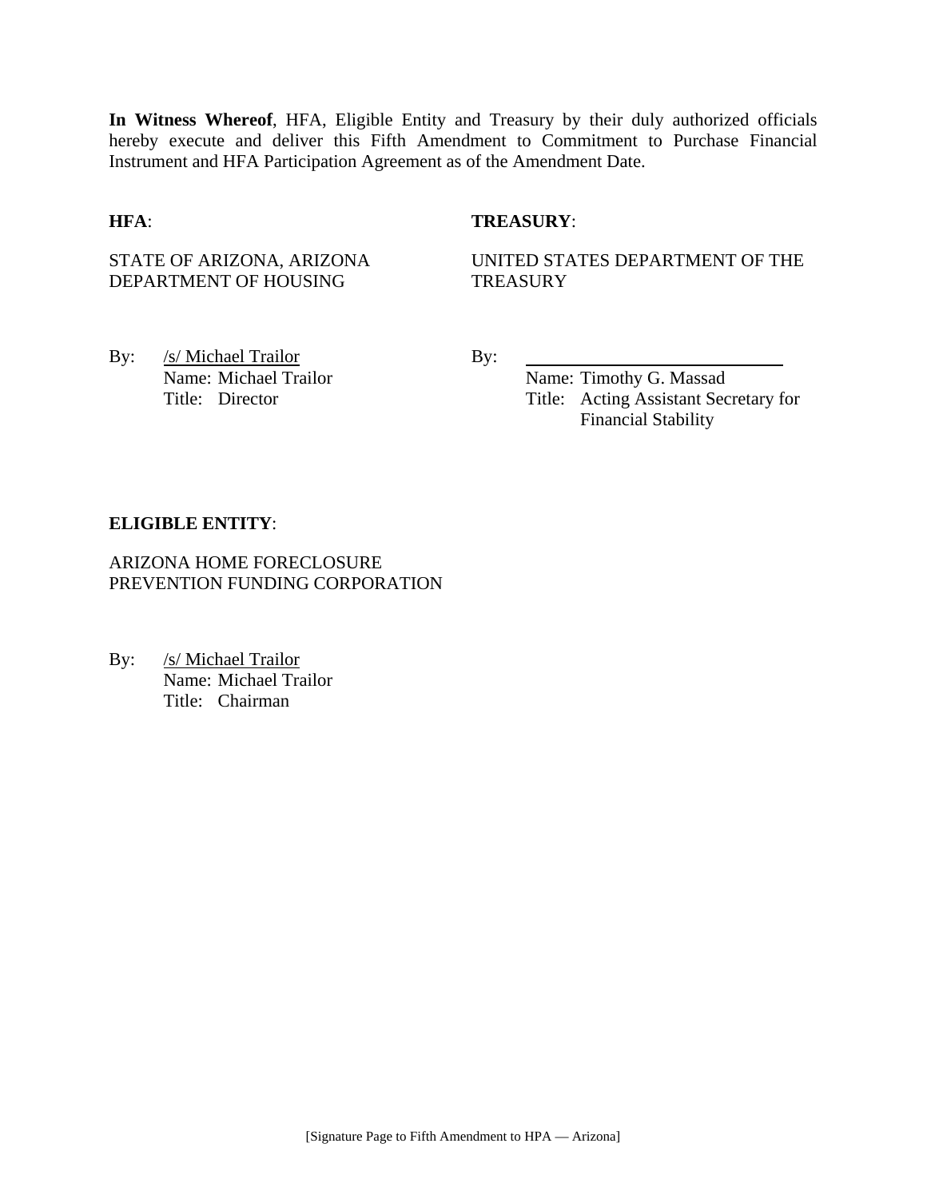**In Witness Whereof**, HFA, Eligible Entity and Treasury by their duly authorized officials hereby execute and deliver this Fifth Amendment to Commitment to Purchase Financial Instrument and HFA Participation Agreement as of the Amendment Date.

**HFA**:

STATE OF ARIZONA, ARIZONA DEPARTMENT OF HOUSING

By: /s/ Michael Trailor
Name: Michael Trailor
Title: Director

**TREASURY**:

UNITED STATES DEPARTMENT OF THE TREASURY

By: ____________________________
Name: Timothy G. Massad
Title: Acting Assistant Secretary for Financial Stability

**ELIGIBLE ENTITY**:

ARIZONA HOME FORECLOSURE PREVENTION FUNDING CORPORATION

By: /s/ Michael Trailor
Name: Michael Trailor
Title: Chairman

[Signature Page to Fifth Amendment to HPA — Arizona]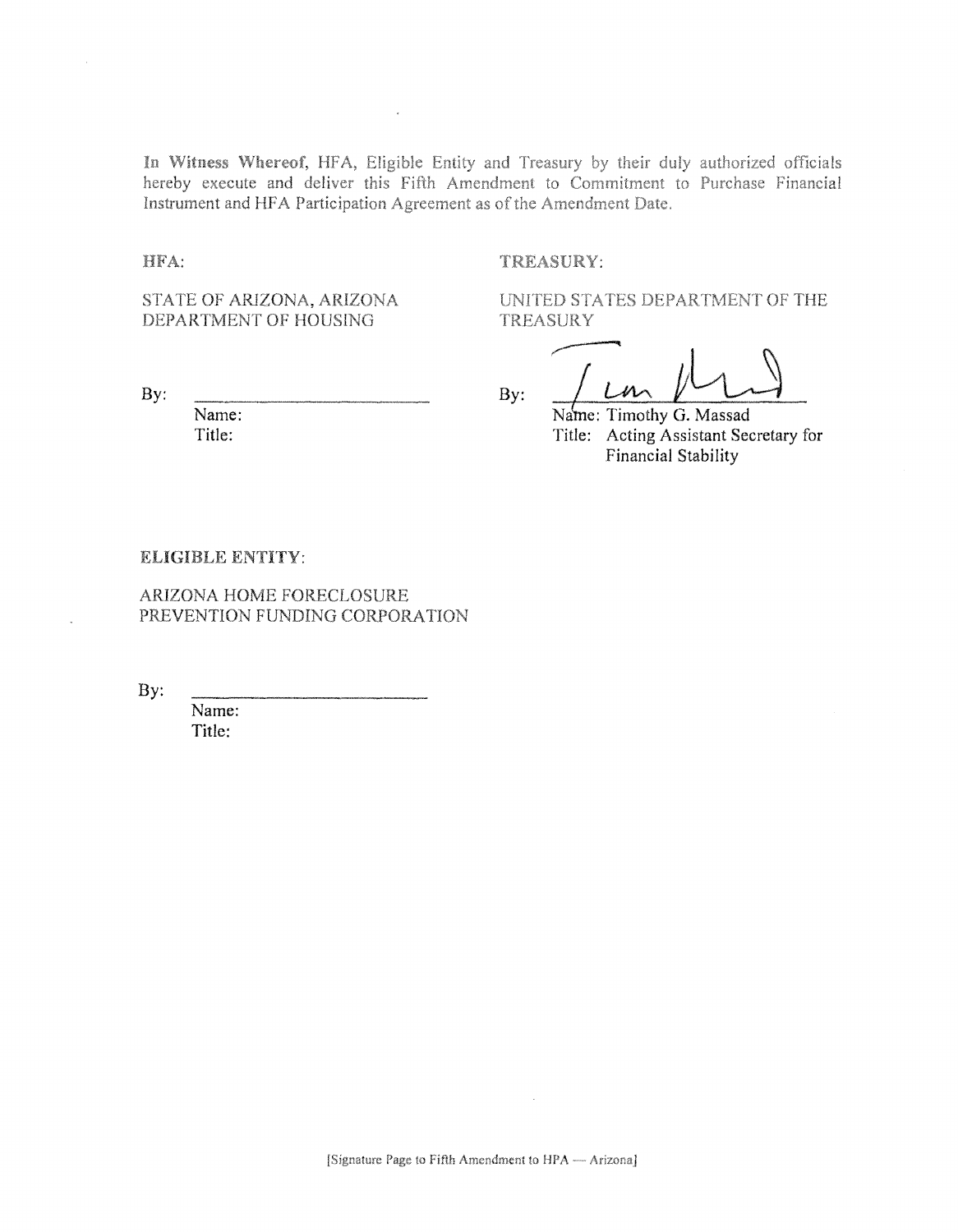**In Witness Whereof**, HFA, Eligible Entity and Treasury by their duly authorized officials hereby execute and deliver this Fifth Amendment to Commitment to Purchase Financial Instrument and HFA Participation Agreement as of the Amendment Date.

**HFA:**

STATE OF ARIZONA, ARIZONA DEPARTMENT OF HOUSING

By: \_\_\_\_\_\_\_\_\_\_\_\_\_\_\_\_\_\_\_\_\_\_\_\_\_\_\_\_

Name:
Title:

**TREASURY:**

UNITED STATES DEPARTMENT OF THE TREASURY

By: \_\_\_\_\_\_\_\_\_\_\_\_\_\_\_\_\_\_\_\_\_\_\_\_\_\_\_\_

Name: Timothy G. Massad
Title: Acting Assistant Secretary for Financial Stability

**ELIGIBLE ENTITY:**

ARIZONA HOME FORECLOSURE PREVENTION FUNDING CORPORATION

By: \_\_\_\_\_\_\_\_\_\_\_\_\_\_\_\_\_\_\_\_\_\_\_\_\_\_\_\_

Name:
Title:

[Signature Page to Fifth Amendment to HPA — Arizona]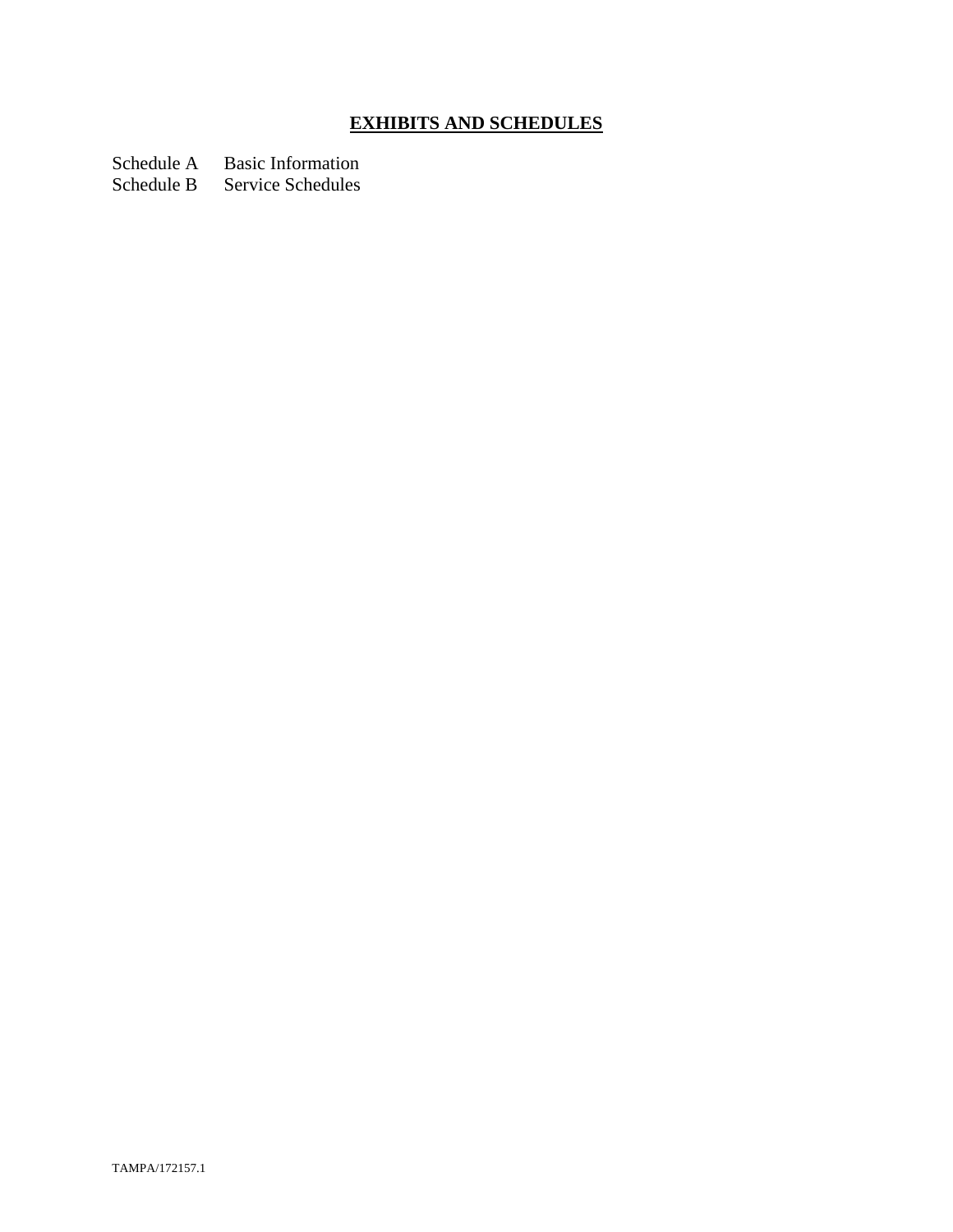# **EXHIBITS AND SCHEDULES**

Schedule A Basic Information
Schedule B Service Schedules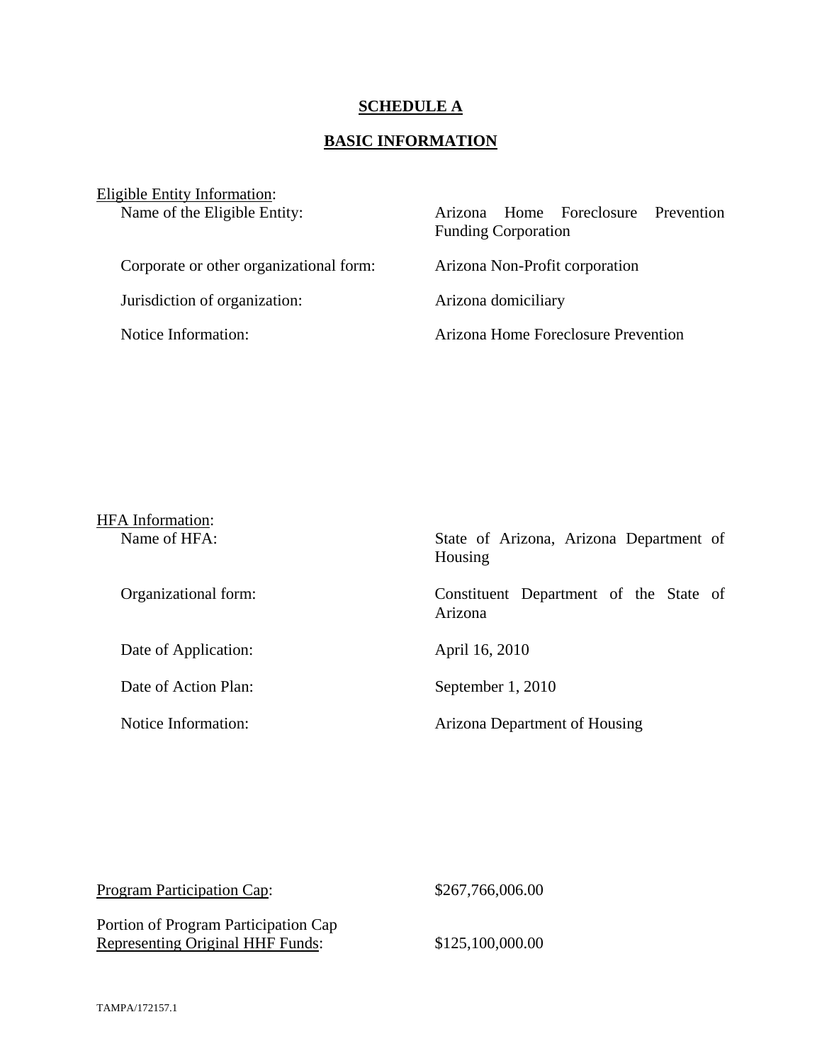# SCHEDULE A

## BASIC INFORMATION

Eligible Entity Information:

| | |
|---|---|
| Name of the Eligible Entity: | Arizona Home Foreclosure Prevention Funding Corporation |
| Corporate or other organizational form: | Arizona Non-Profit corporation |
| Jurisdiction of organization: | Arizona domiciliary |
| Notice Information: | Arizona Home Foreclosure Prevention |

HFA Information:

| | |
|---|---|
| Name of HFA: | State of Arizona, Arizona Department of Housing |
| Organizational form: | Constituent Department of the State of Arizona |
| Date of Application: | April 16, 2010 |
| Date of Action Plan: | September 1, 2010 |
| Notice Information: | Arizona Department of Housing |

| | |
|---|---|
| Program Participation Cap: | $267,766,006.00 |
| Portion of Program Participation Cap Representing Original HHF Funds: | $125,100,000.00 |

TAMPA/172157.1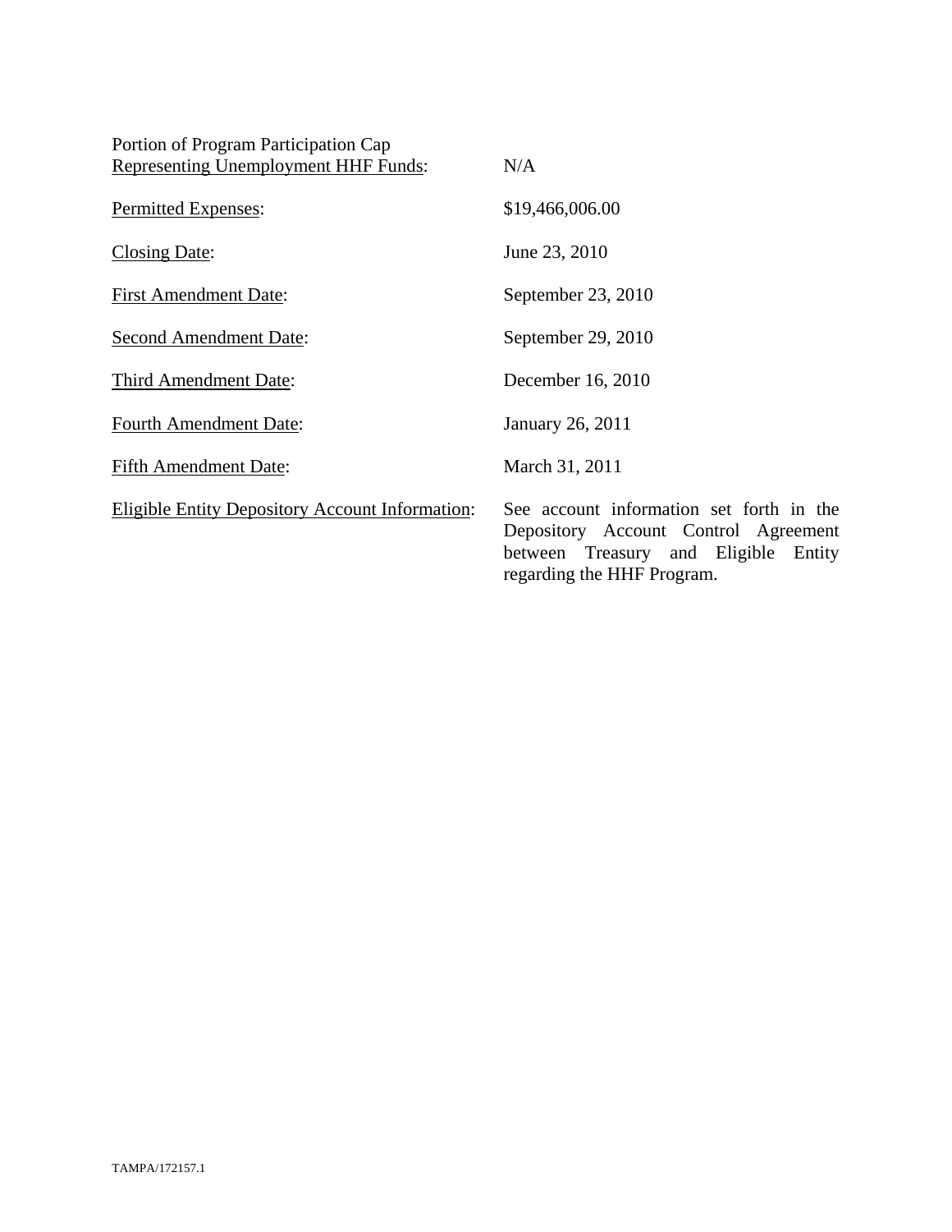| | |
|---|---|
| Portion of Program Participation Cap Representing Unemployment HHF Funds: | N/A |
| Permitted Expenses: | $19,466,006.00 |
| Closing Date: | June 23, 2010 |
| First Amendment Date: | September 23, 2010 |
| Second Amendment Date: | September 29, 2010 |
| Third Amendment Date: | December 16, 2010 |
| Fourth Amendment Date: | January 26, 2011 |
| Fifth Amendment Date: | March 31, 2011 |
| Eligible Entity Depository Account Information: | See account information set forth in the Depository Account Control Agreement between Treasury and Eligible Entity regarding the HHF Program. |

TAMPA/172157.1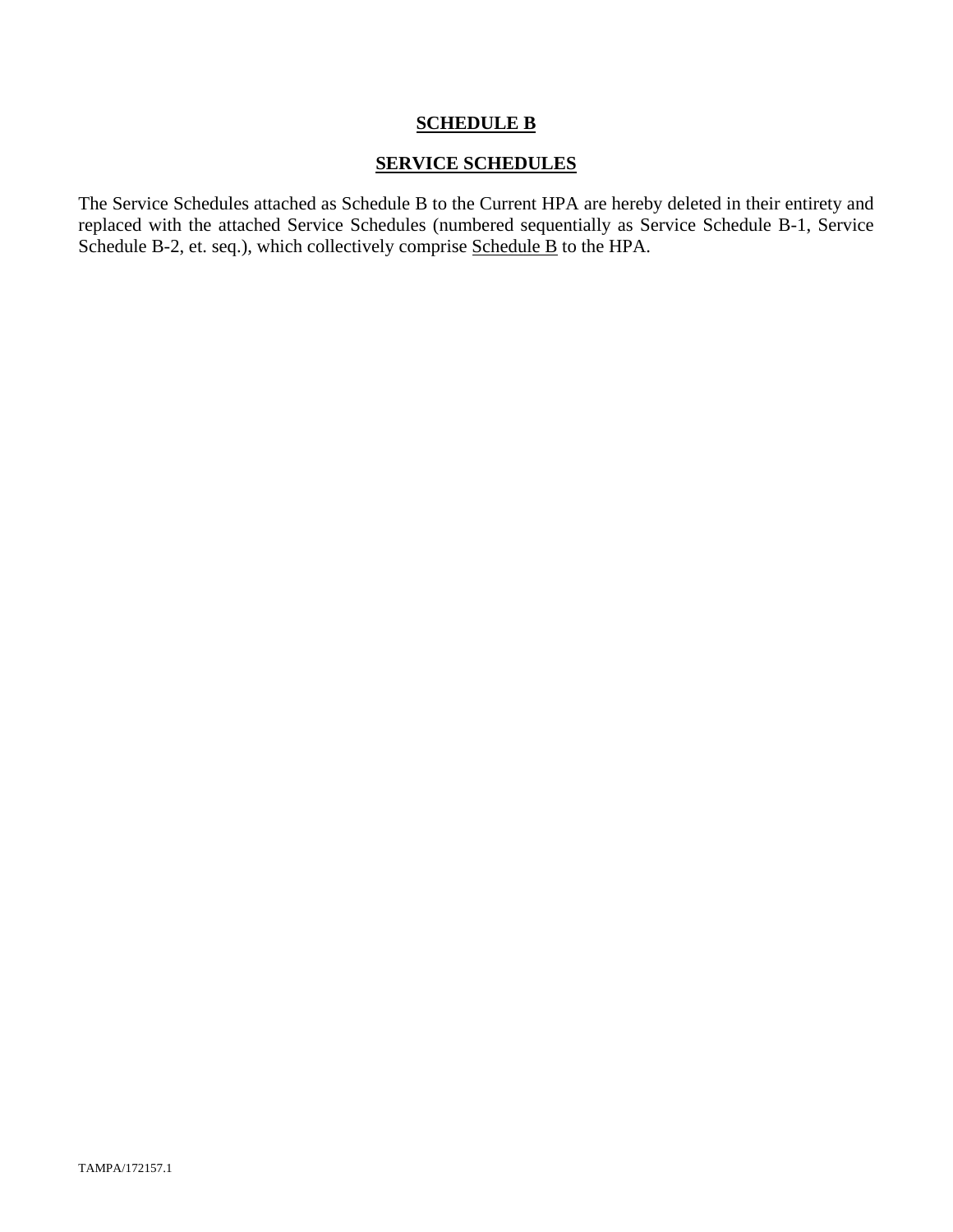# SCHEDULE B

## SERVICE SCHEDULES

The Service Schedules attached as Schedule B to the Current HPA are hereby deleted in their entirety and replaced with the attached Service Schedules (numbered sequentially as Service Schedule B-1, Service Schedule B-2, et. seq.), which collectively comprise Schedule B to the HPA.

TAMPA/172157.1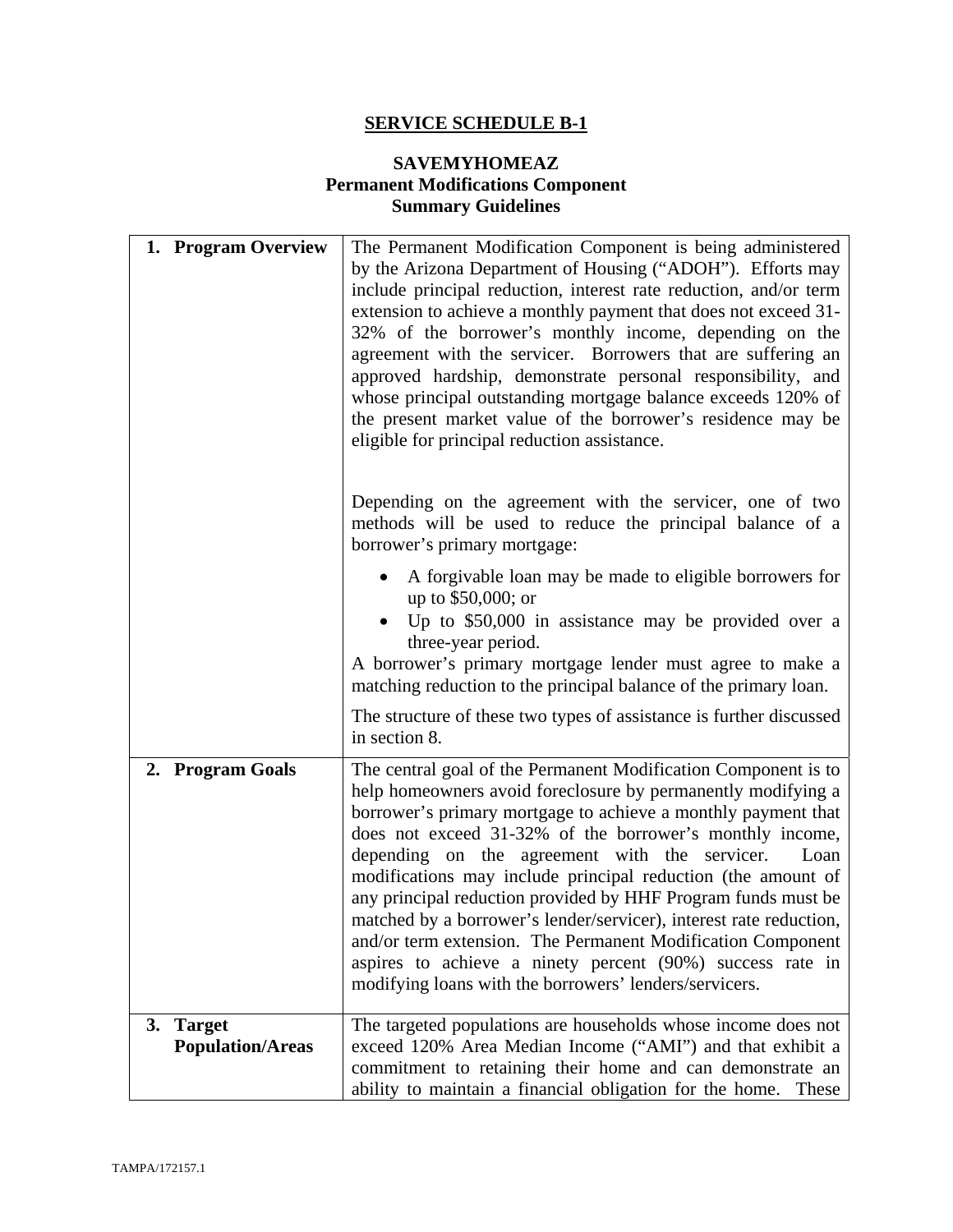## SERVICE SCHEDULE B-1

### SAVEMYHOMEAZ
### Permanent Modifications Component
### Summary Guidelines

| | |
|---|---|
| **1. Program Overview** | The Permanent Modification Component is being administered by the Arizona Department of Housing ("ADOH"). Efforts may include principal reduction, interest rate reduction, and/or term extension to achieve a monthly payment that does not exceed 31-32% of the borrower's monthly income, depending on the agreement with the servicer. Borrowers that are suffering an approved hardship, demonstrate personal responsibility, and whose principal outstanding mortgage balance exceeds 120% of the present market value of the borrower's residence may be eligible for principal reduction assistance.<br><br>Depending on the agreement with the servicer, one of two methods will be used to reduce the principal balance of a borrower's primary mortgage:<br>• A forgivable loan may be made to eligible borrowers for up to \$50,000; or<br>• Up to \$50,000 in assistance may be provided over a three-year period.<br>A borrower's primary mortgage lender must agree to make a matching reduction to the principal balance of the primary loan.<br><br>The structure of these two types of assistance is further discussed in section 8. |
| **2. Program Goals** | The central goal of the Permanent Modification Component is to help homeowners avoid foreclosure by permanently modifying a borrower's primary mortgage to achieve a monthly payment that does not exceed 31-32% of the borrower's monthly income, depending on the agreement with the servicer. Loan modifications may include principal reduction (the amount of any principal reduction provided by HHF Program funds must be matched by a borrower's lender/servicer), interest rate reduction, and/or term extension. The Permanent Modification Component aspires to achieve a ninety percent (90%) success rate in modifying loans with the borrowers' lenders/servicers. |
| **3. Target Population/Areas** | The targeted populations are households whose income does not exceed 120% Area Median Income ("AMI") and that exhibit a commitment to retaining their home and can demonstrate an ability to maintain a financial obligation for the home. These |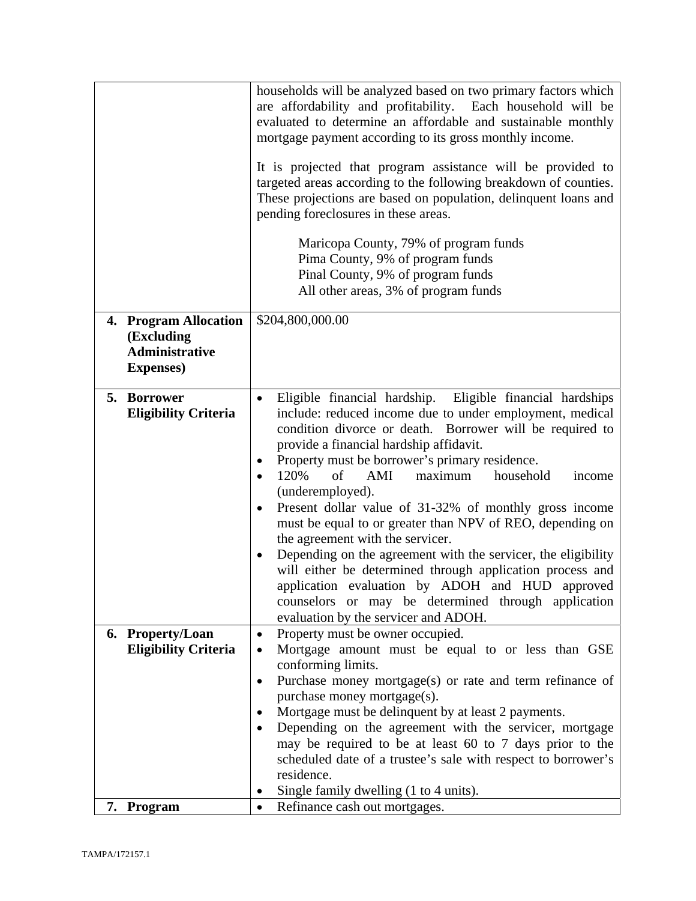| | |
|---|---|
| | households will be analyzed based on two primary factors which are affordability and profitability. Each household will be evaluated to determine an affordable and sustainable monthly mortgage payment according to its gross monthly income.<br><br>It is projected that program assistance will be provided to targeted areas according to the following breakdown of counties. These projections are based on population, delinquent loans and pending foreclosures in these areas.<br><br>Maricopa County, 79% of program funds<br>Pima County, 9% of program funds<br>Pinal County, 9% of program funds<br>All other areas, 3% of program funds |
| **4. Program Allocation (Excluding Administrative Expenses)** | $204,800,000.00 |
| **5. Borrower Eligibility Criteria** | • Eligible financial hardship. Eligible financial hardships include: reduced income due to under employment, medical condition divorce or death. Borrower will be required to provide a financial hardship affidavit.<br>• Property must be borrower's primary residence.<br>• 120% of AMI maximum household income (underemployed).<br>• Present dollar value of 31-32% of monthly gross income must be equal to or greater than NPV of REO, depending on the agreement with the servicer.<br>• Depending on the agreement with the servicer, the eligibility will either be determined through application process and application evaluation by ADOH and HUD approved counselors or may be determined through application evaluation by the servicer and ADOH. |
| **6. Property/Loan Eligibility Criteria** | • Property must be owner occupied.<br>• Mortgage amount must be equal to or less than GSE conforming limits.<br>• Purchase money mortgage(s) or rate and term refinance of purchase money mortgage(s).<br>• Mortgage must be delinquent by at least 2 payments.<br>• Depending on the agreement with the servicer, mortgage may be required to be at least 60 to 7 days prior to the scheduled date of a trustee's sale with respect to borrower's residence.<br>• Single family dwelling (1 to 4 units). |
| **7. Program** | • Refinance cash out mortgages. |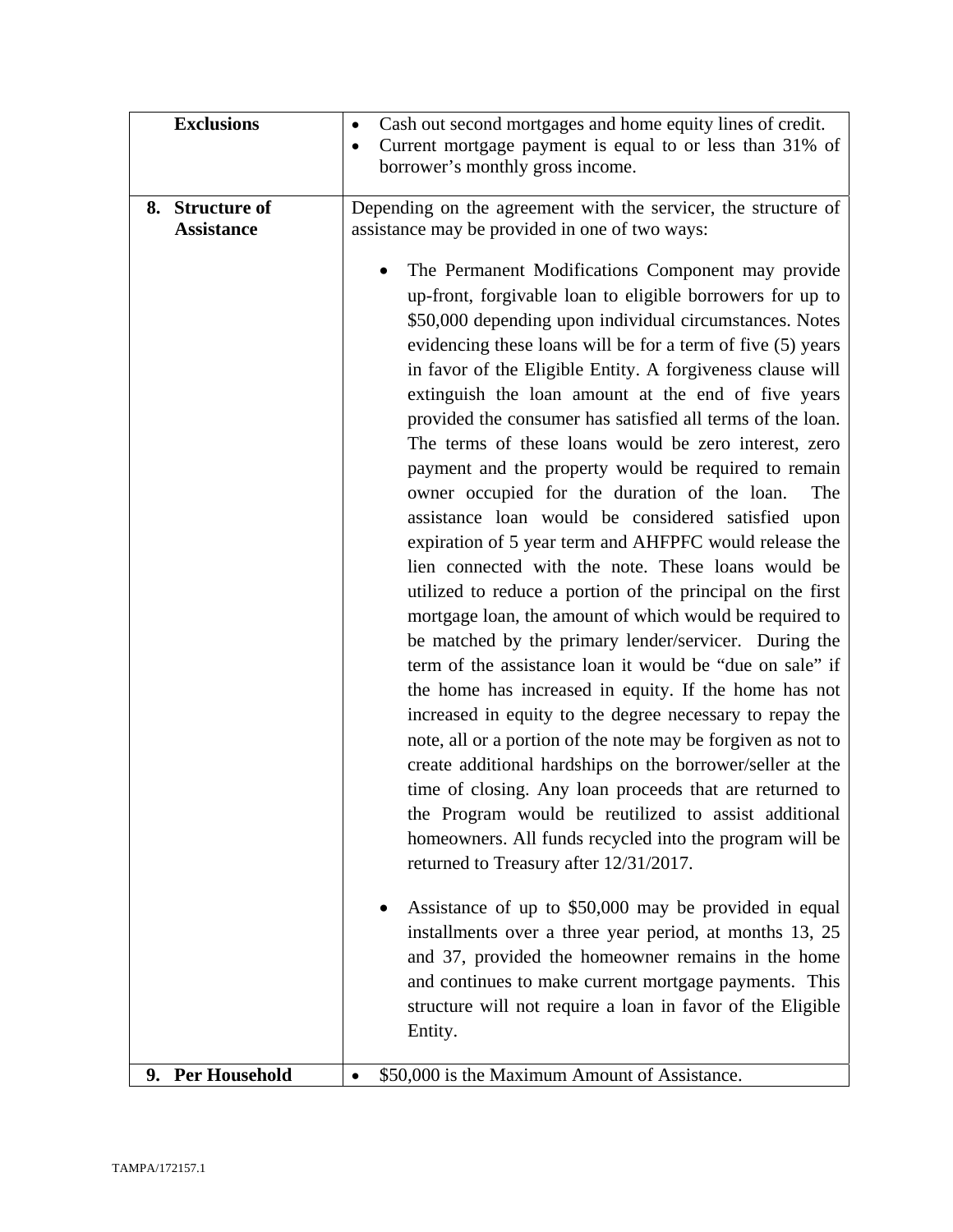| Exclusions | <ul><li>Cash out second mortgages and home equity lines of credit.</li><li>Current mortgage payment is equal to or less than 31% of borrower's monthly gross income.</li></ul> |
|---|---|
| **8. Structure of Assistance** | Depending on the agreement with the servicer, the structure of assistance may be provided in one of two ways:<ul><li>The Permanent Modifications Component may provide up-front, forgivable loan to eligible borrowers for up to $50,000 depending upon individual circumstances. Notes evidencing these loans will be for a term of five (5) years in favor of the Eligible Entity. A forgiveness clause will extinguish the loan amount at the end of five years provided the consumer has satisfied all terms of the loan. The terms of these loans would be zero interest, zero payment and the property would be required to remain owner occupied for the duration of the loan. The assistance loan would be considered satisfied upon expiration of 5 year term and AHFPFC would release the lien connected with the note. These loans would be utilized to reduce a portion of the principal on the first mortgage loan, the amount of which would be required to be matched by the primary lender/servicer. During the term of the assistance loan it would be "due on sale" if the home has increased in equity. If the home has not increased in equity to the degree necessary to repay the note, all or a portion of the note may be forgiven as not to create additional hardships on the borrower/seller at the time of closing. Any loan proceeds that are returned to the Program would be reutilized to assist additional homeowners. All funds recycled into the program will be returned to Treasury after 12/31/2017.</li><li>Assistance of up to $50,000 may be provided in equal installments over a three year period, at months 13, 25 and 37, provided the homeowner remains in the home and continues to make current mortgage payments. This structure will not require a loan in favor of the Eligible Entity.</li></ul> |
| **9. Per Household** | <ul><li>$50,000 is the Maximum Amount of Assistance.</li></ul> |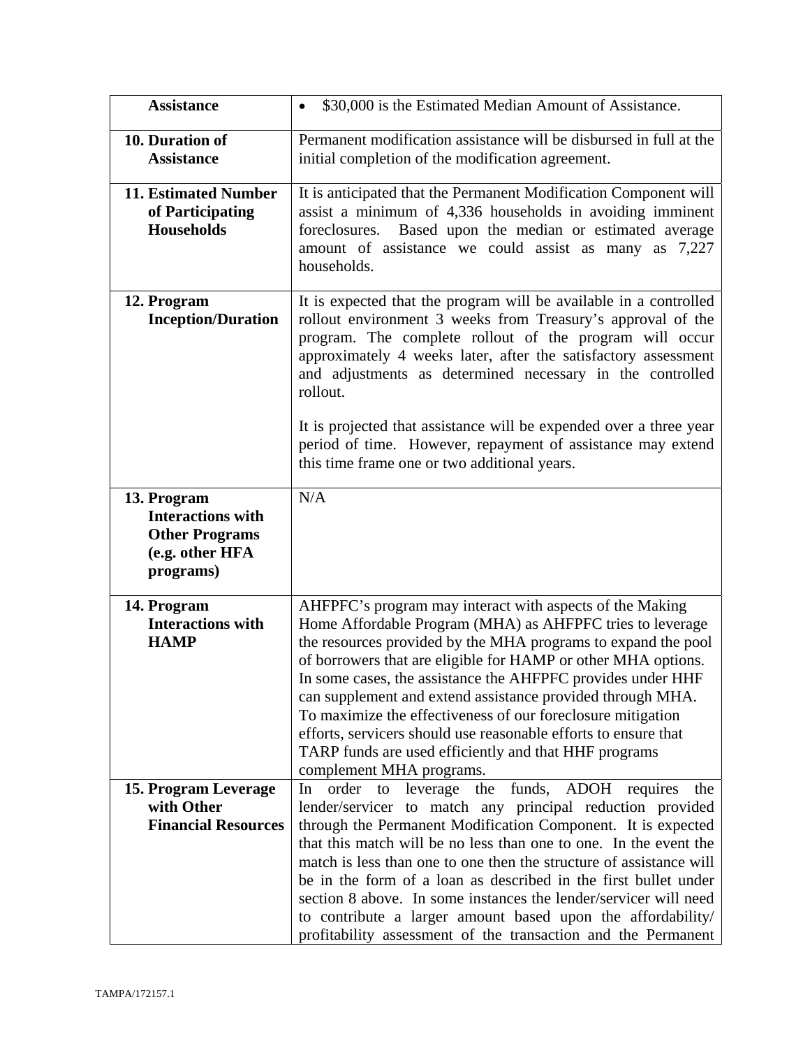| Assistance | • $30,000 is the Estimated Median Amount of Assistance. |
|---|---|
| **10. Duration of Assistance** | Permanent modification assistance will be disbursed in full at the initial completion of the modification agreement. |
| **11. Estimated Number of Participating Households** | It is anticipated that the Permanent Modification Component will assist a minimum of 4,336 households in avoiding imminent foreclosures. Based upon the median or estimated average amount of assistance we could assist as many as 7,227 households. |
| **12. Program Inception/Duration** | It is expected that the program will be available in a controlled rollout environment 3 weeks from Treasury's approval of the program. The complete rollout of the program will occur approximately 4 weeks later, after the satisfactory assessment and adjustments as determined necessary in the controlled rollout.<br><br>It is projected that assistance will be expended over a three year period of time. However, repayment of assistance may extend this time frame one or two additional years. |
| **13. Program Interactions with Other Programs (e.g. other HFA programs)** | N/A |
| **14. Program Interactions with HAMP** | AHFPFC's program may interact with aspects of the Making Home Affordable Program (MHA) as AHFPFC tries to leverage the resources provided by the MHA programs to expand the pool of borrowers that are eligible for HAMP or other MHA options. In some cases, the assistance the AHFPFC provides under HHF can supplement and extend assistance provided through MHA. To maximize the effectiveness of our foreclosure mitigation efforts, servicers should use reasonable efforts to ensure that TARP funds are used efficiently and that HHF programs complement MHA programs. |
| **15. Program Leverage with Other Financial Resources** | In order to leverage the funds, ADOH requires the lender/servicer to match any principal reduction provided through the Permanent Modification Component. It is expected that this match will be no less than one to one. In the event the match is less than one to one then the structure of assistance will be in the form of a loan as described in the first bullet under section 8 above. In some instances the lender/servicer will need to contribute a larger amount based upon the affordability/ profitability assessment of the transaction and the Permanent |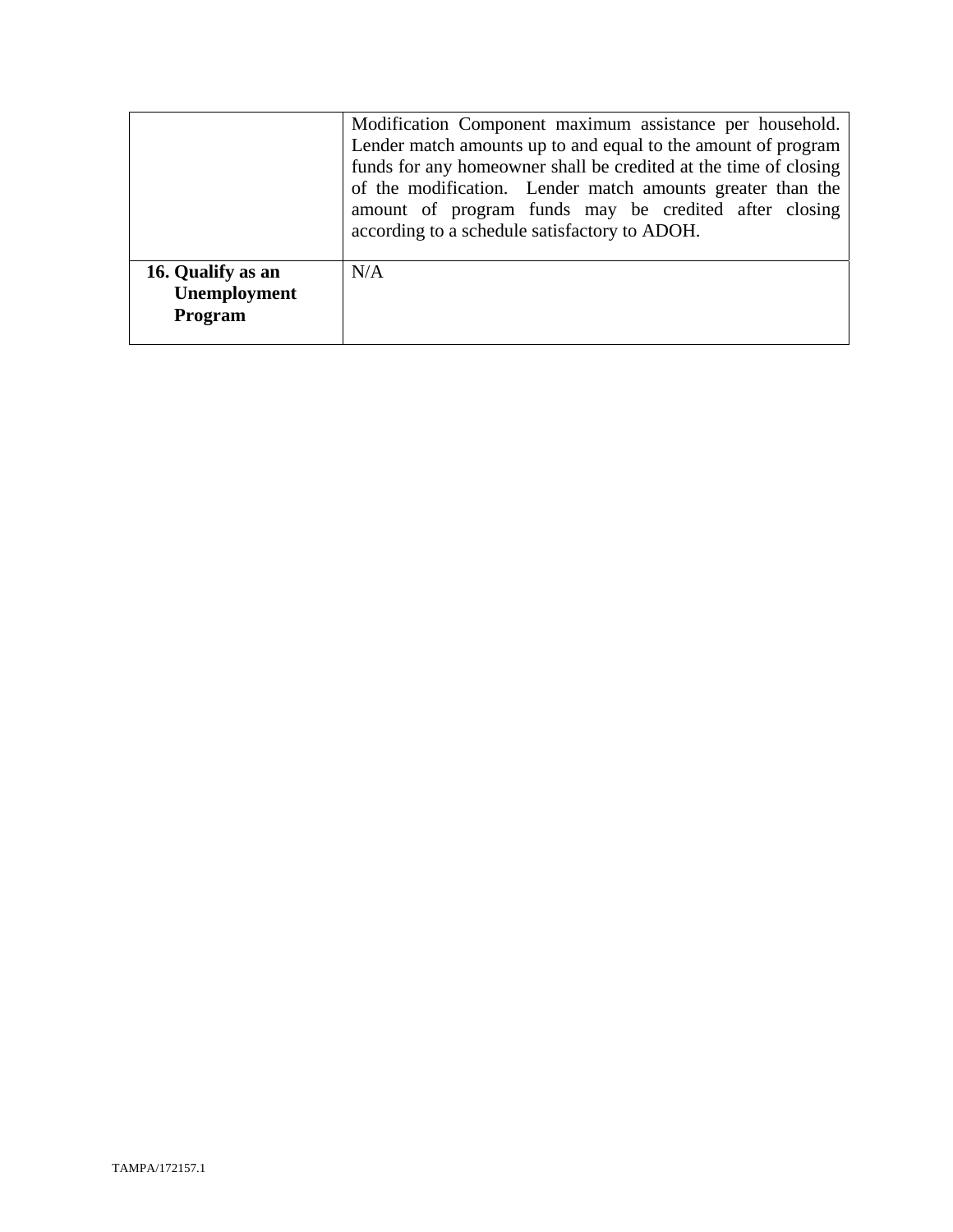| | |
|---|---|
| | Modification Component maximum assistance per household. Lender match amounts up to and equal to the amount of program funds for any homeowner shall be credited at the time of closing of the modification. Lender match amounts greater than the amount of program funds may be credited after closing according to a schedule satisfactory to ADOH. |
| **16. Qualify as an Unemployment Program** | N/A |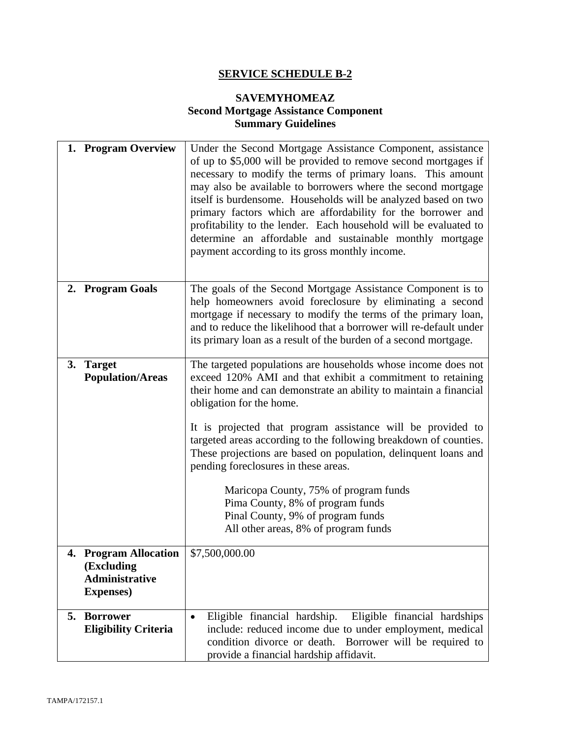**SERVICE SCHEDULE B-2**

**SAVEMYHOMEAZ**
**Second Mortgage Assistance Component**
**Summary Guidelines**

| | |
|---|---|
| **1. Program Overview** | Under the Second Mortgage Assistance Component, assistance of up to $5,000 will be provided to remove second mortgages if necessary to modify the terms of primary loans. This amount may also be available to borrowers where the second mortgage itself is burdensome. Households will be analyzed based on two primary factors which are affordability for the borrower and profitability to the lender. Each household will be evaluated to determine an affordable and sustainable monthly mortgage payment according to its gross monthly income. |
| **2. Program Goals** | The goals of the Second Mortgage Assistance Component is to help homeowners avoid foreclosure by eliminating a second mortgage if necessary to modify the terms of the primary loan, and to reduce the likelihood that a borrower will re-default under its primary loan as a result of the burden of a second mortgage. |
| **3. Target Population/Areas** | The targeted populations are households whose income does not exceed 120% AMI and that exhibit a commitment to retaining their home and can demonstrate an ability to maintain a financial obligation for the home.<br><br>It is projected that program assistance will be provided to targeted areas according to the following breakdown of counties. These projections are based on population, delinquent loans and pending foreclosures in these areas.<br><br>Maricopa County, 75% of program funds<br>Pima County, 8% of program funds<br>Pinal County, 9% of program funds<br>All other areas, 8% of program funds |
| **4. Program Allocation (Excluding Administrative Expenses)** | $7,500,000.00 |
| **5. Borrower Eligibility Criteria** | • Eligible financial hardship. Eligible financial hardships include: reduced income due to under employment, medical condition divorce or death. Borrower will be required to provide a financial hardship affidavit. |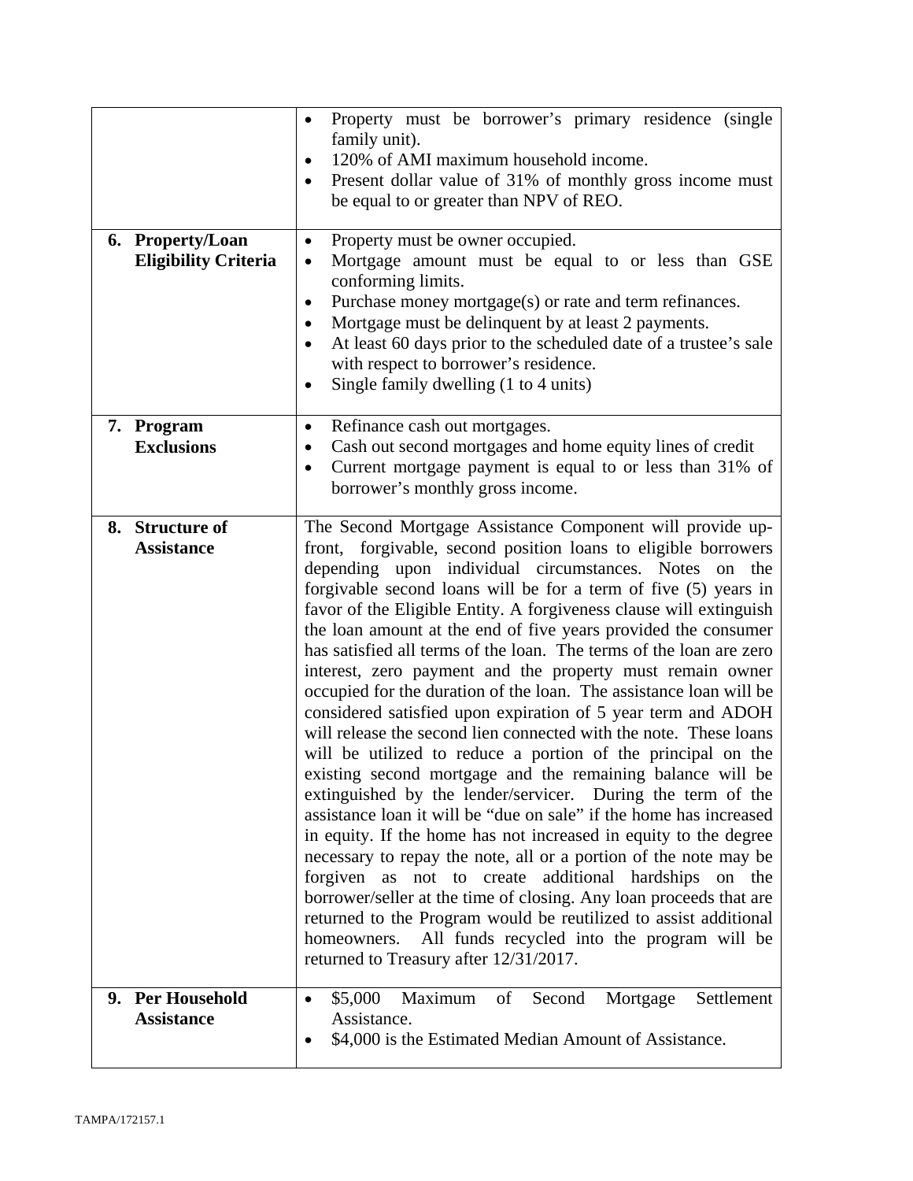| | |
|---|---|
| | • Property must be borrower's primary residence (single family unit).<br>• 120% of AMI maximum household income.<br>• Present dollar value of 31% of monthly gross income must be equal to or greater than NPV of REO. |
| **6. Property/Loan Eligibility Criteria** | • Property must be owner occupied.<br>• Mortgage amount must be equal to or less than GSE conforming limits.<br>• Purchase money mortgage(s) or rate and term refinances.<br>• Mortgage must be delinquent by at least 2 payments.<br>• At least 60 days prior to the scheduled date of a trustee's sale with respect to borrower's residence.<br>• Single family dwelling (1 to 4 units) |
| **7. Program Exclusions** | • Refinance cash out mortgages.<br>• Cash out second mortgages and home equity lines of credit<br>• Current mortgage payment is equal to or less than 31% of borrower's monthly gross income. |
| **8. Structure of Assistance** | The Second Mortgage Assistance Component will provide up-front, forgivable, second position loans to eligible borrowers depending upon individual circumstances. Notes on the forgivable second loans will be for a term of five (5) years in favor of the Eligible Entity. A forgiveness clause will extinguish the loan amount at the end of five years provided the consumer has satisfied all terms of the loan. The terms of the loan are zero interest, zero payment and the property must remain owner occupied for the duration of the loan. The assistance loan will be considered satisfied upon expiration of 5 year term and ADOH will release the second lien connected with the note. These loans will be utilized to reduce a portion of the principal on the existing second mortgage and the remaining balance will be extinguished by the lender/servicer. During the term of the assistance loan it will be "due on sale" if the home has increased in equity. If the home has not increased in equity to the degree necessary to repay the note, all or a portion of the note may be forgiven as not to create additional hardships on the borrower/seller at the time of closing. Any loan proceeds that are returned to the Program would be reutilized to assist additional homeowners. All funds recycled into the program will be returned to Treasury after 12/31/2017. |
| **9. Per Household Assistance** | • $5,000 Maximum of Second Mortgage Settlement Assistance.<br>• $4,000 is the Estimated Median Amount of Assistance. |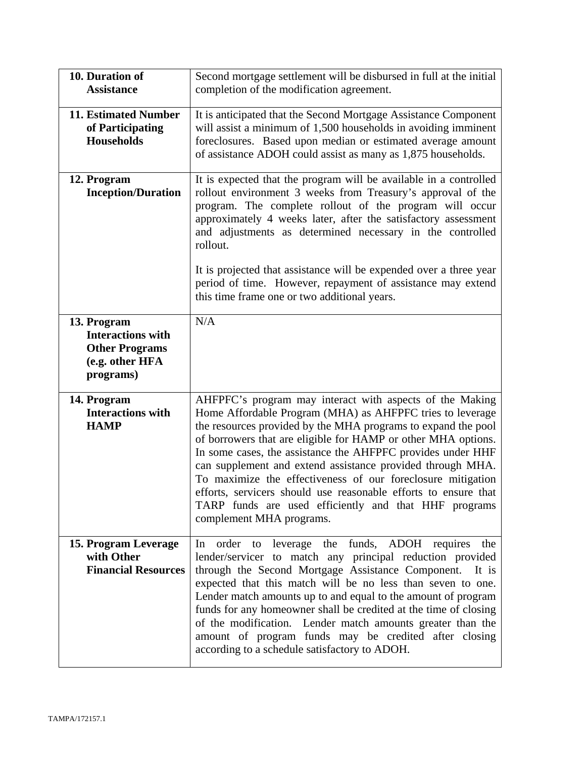| | |
|---|---|
| **10. Duration of Assistance** | Second mortgage settlement will be disbursed in full at the initial completion of the modification agreement. |
| **11. Estimated Number of Participating Households** | It is anticipated that the Second Mortgage Assistance Component will assist a minimum of 1,500 households in avoiding imminent foreclosures. Based upon median or estimated average amount of assistance ADOH could assist as many as 1,875 households. |
| **12. Program Inception/Duration** | It is expected that the program will be available in a controlled rollout environment 3 weeks from Treasury's approval of the program. The complete rollout of the program will occur approximately 4 weeks later, after the satisfactory assessment and adjustments as determined necessary in the controlled rollout.<br><br>It is projected that assistance will be expended over a three year period of time. However, repayment of assistance may extend this time frame one or two additional years. |
| **13. Program Interactions with Other Programs (e.g. other HFA programs)** | N/A |
| **14. Program Interactions with HAMP** | AHFPFC's program may interact with aspects of the Making Home Affordable Program (MHA) as AHFPFC tries to leverage the resources provided by the MHA programs to expand the pool of borrowers that are eligible for HAMP or other MHA options. In some cases, the assistance the AHFPFC provides under HHF can supplement and extend assistance provided through MHA. To maximize the effectiveness of our foreclosure mitigation efforts, servicers should use reasonable efforts to ensure that TARP funds are used efficiently and that HHF programs complement MHA programs. |
| **15. Program Leverage with Other Financial Resources** | In order to leverage the funds, ADOH requires the lender/servicer to match any principal reduction provided through the Second Mortgage Assistance Component. It is expected that this match will be no less than seven to one. Lender match amounts up to and equal to the amount of program funds for any homeowner shall be credited at the time of closing of the modification. Lender match amounts greater than the amount of program funds may be credited after closing according to a schedule satisfactory to ADOH. |

TAMPA/172157.1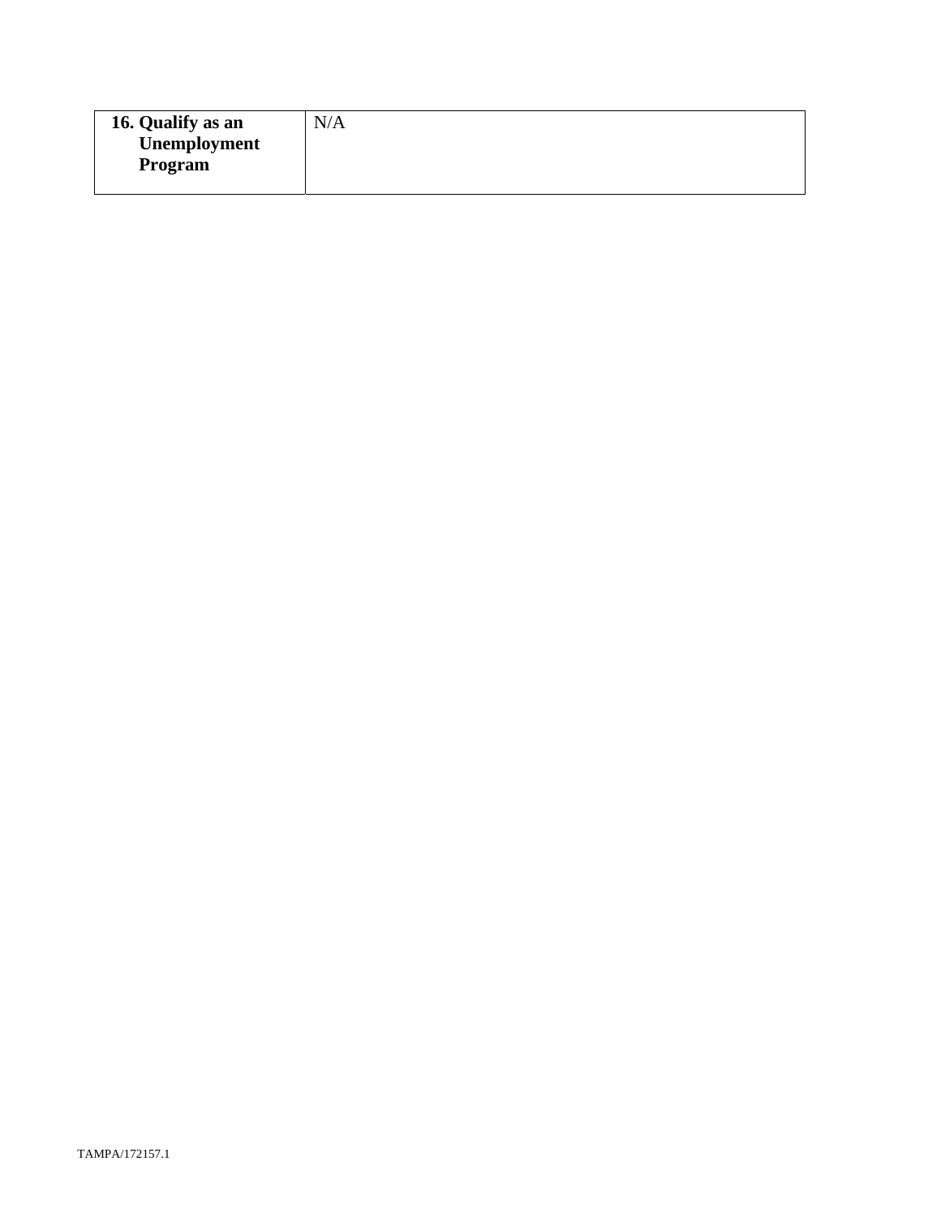| **16. Qualify as an Unemployment Program** | N/A |
|---|---|

TAMPA/172157.1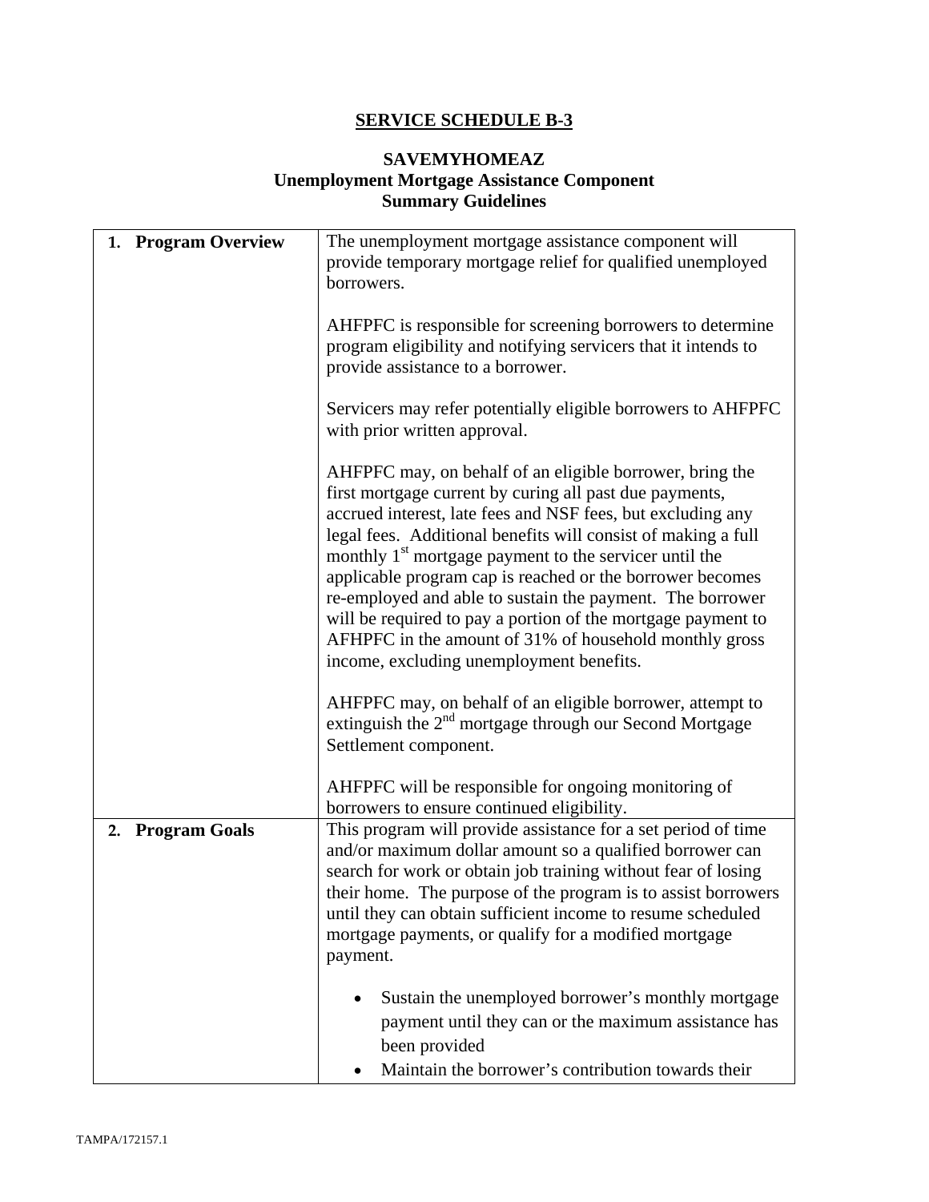# SERVICE SCHEDULE B-3

## SAVEMYHOMEAZ
## Unemployment Mortgage Assistance Component
## Summary Guidelines

| | |
|---|---|
| **1. Program Overview** | The unemployment mortgage assistance component will provide temporary mortgage relief for qualified unemployed borrowers.<br><br>AHFPFC is responsible for screening borrowers to determine program eligibility and notifying servicers that it intends to provide assistance to a borrower.<br><br>Servicers may refer potentially eligible borrowers to AHFPFC with prior written approval.<br><br>AHFPFC may, on behalf of an eligible borrower, bring the first mortgage current by curing all past due payments, accrued interest, late fees and NSF fees, but excluding any legal fees. Additional benefits will consist of making a full monthly 1st mortgage payment to the servicer until the applicable program cap is reached or the borrower becomes re-employed and able to sustain the payment. The borrower will be required to pay a portion of the mortgage payment to AFHPFC in the amount of 31% of household monthly gross income, excluding unemployment benefits.<br><br>AHFPFC may, on behalf of an eligible borrower, attempt to extinguish the 2nd mortgage through our Second Mortgage Settlement component.<br><br>AHFPFC will be responsible for ongoing monitoring of borrowers to ensure continued eligibility. |
| **2. Program Goals** | This program will provide assistance for a set period of time and/or maximum dollar amount so a qualified borrower can search for work or obtain job training without fear of losing their home. The purpose of the program is to assist borrowers until they can obtain sufficient income to resume scheduled mortgage payments, or qualify for a modified mortgage payment.<br><br>• Sustain the unemployed borrower's monthly mortgage payment until they can or the maximum assistance has been provided<br>• Maintain the borrower's contribution towards their |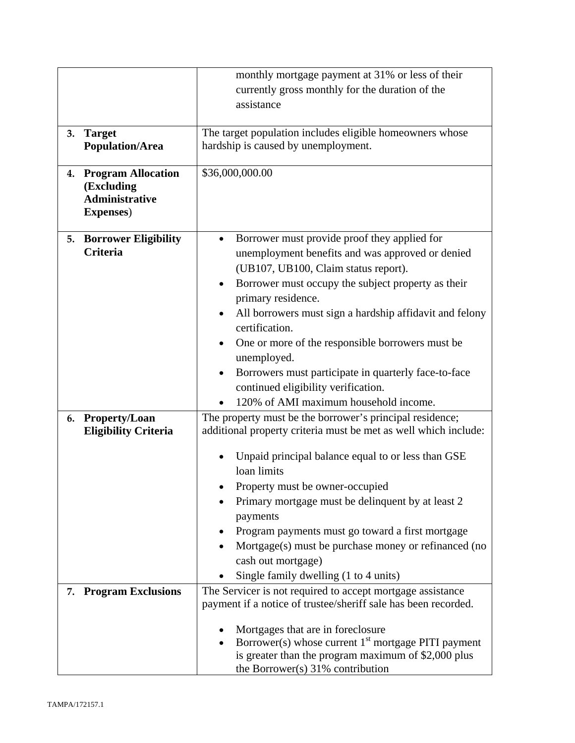| | |
|---|---|
| | monthly mortgage payment at 31% or less of their currently gross monthly for the duration of the assistance |
| **3. Target Population/Area** | The target population includes eligible homeowners whose hardship is caused by unemployment. |
| **4. Program Allocation (Excluding Administrative Expenses)** | $36,000,000.00 |
| **5. Borrower Eligibility Criteria** | • Borrower must provide proof they applied for unemployment benefits and was approved or denied (UB107, UB100, Claim status report).<br>• Borrower must occupy the subject property as their primary residence.<br>• All borrowers must sign a hardship affidavit and felony certification.<br>• One or more of the responsible borrowers must be unemployed.<br>• Borrowers must participate in quarterly face-to-face continued eligibility verification.<br>• 120% of AMI maximum household income. |
| **6. Property/Loan Eligibility Criteria** | The property must be the borrower's principal residence; additional property criteria must be met as well which include:<br>• Unpaid principal balance equal to or less than GSE loan limits<br>• Property must be owner-occupied<br>• Primary mortgage must be delinquent by at least 2 payments<br>• Program payments must go toward a first mortgage<br>• Mortgage(s) must be purchase money or refinanced (no cash out mortgage)<br>• Single family dwelling (1 to 4 units) |
| **7. Program Exclusions** | The Servicer is not required to accept mortgage assistance payment if a notice of trustee/sheriff sale has been recorded.<br>• Mortgages that are in foreclosure<br>• Borrower(s) whose current 1st mortgage PITI payment is greater than the program maximum of $2,000 plus the Borrower(s) 31% contribution |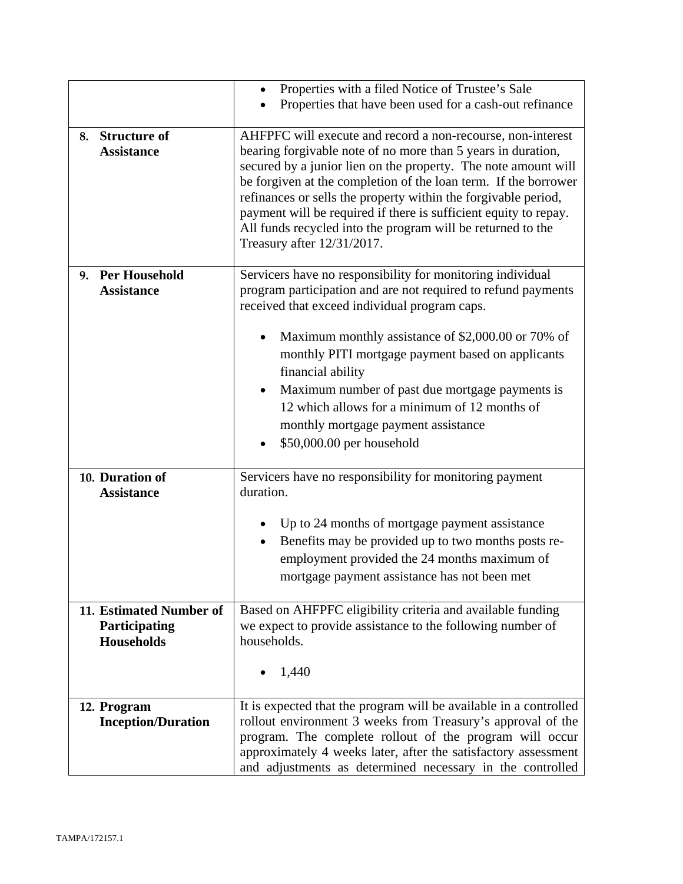| | |
|---|---|
| | • Properties with a filed Notice of Trustee's Sale<br>• Properties that have been used for a cash-out refinance |
| **8. Structure of Assistance** | AHFPFC will execute and record a non-recourse, non-interest bearing forgivable note of no more than 5 years in duration, secured by a junior lien on the property. The note amount will be forgiven at the completion of the loan term. If the borrower refinances or sells the property within the forgivable period, payment will be required if there is sufficient equity to repay. All funds recycled into the program will be returned to the Treasury after 12/31/2017. |
| **9. Per Household Assistance** | Servicers have no responsibility for monitoring individual program participation and are not required to refund payments received that exceed individual program caps.<br><br>• Maximum monthly assistance of $2,000.00 or 70% of monthly PITI mortgage payment based on applicants financial ability<br>• Maximum number of past due mortgage payments is 12 which allows for a minimum of 12 months of monthly mortgage payment assistance<br>• $50,000.00 per household |
| **10. Duration of Assistance** | Servicers have no responsibility for monitoring payment duration.<br><br>• Up to 24 months of mortgage payment assistance<br>• Benefits may be provided up to two months posts re-employment provided the 24 months maximum of mortgage payment assistance has not been met |
| **11. Estimated Number of Participating Households** | Based on AHFPFC eligibility criteria and available funding we expect to provide assistance to the following number of households.<br><br>• 1,440 |
| **12. Program Inception/Duration** | It is expected that the program will be available in a controlled rollout environment 3 weeks from Treasury's approval of the program. The complete rollout of the program will occur approximately 4 weeks later, after the satisfactory assessment and adjustments as determined necessary in the controlled |

TAMPA/172157.1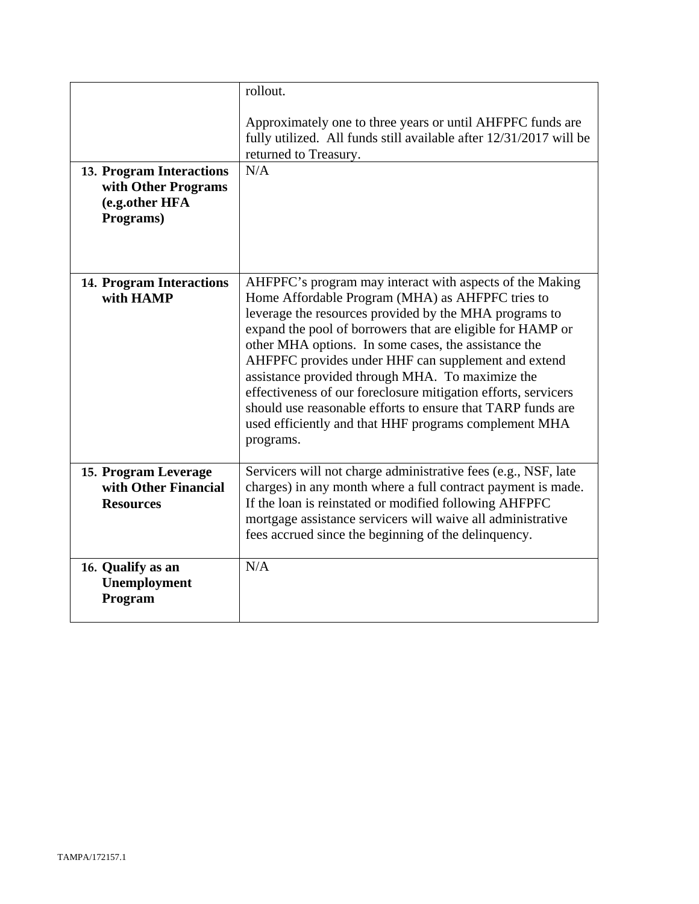| | |
|---|---|
| | rollout.<br><br>Approximately one to three years or until AHFPFC funds are fully utilized. All funds still available after 12/31/2017 will be returned to Treasury. |
| **13. Program Interactions with Other Programs (e.g.other HFA Programs)** | N/A |
| **14. Program Interactions with HAMP** | AHFPFC's program may interact with aspects of the Making Home Affordable Program (MHA) as AHFPFC tries to leverage the resources provided by the MHA programs to expand the pool of borrowers that are eligible for HAMP or other MHA options. In some cases, the assistance the AHFPFC provides under HHF can supplement and extend assistance provided through MHA. To maximize the effectiveness of our foreclosure mitigation efforts, servicers should use reasonable efforts to ensure that TARP funds are used efficiently and that HHF programs complement MHA programs. |
| **15. Program Leverage with Other Financial Resources** | Servicers will not charge administrative fees (e.g., NSF, late charges) in any month where a full contract payment is made. If the loan is reinstated or modified following AHFPFC mortgage assistance servicers will waive all administrative fees accrued since the beginning of the delinquency. |
| **16. Qualify as an Unemployment Program** | N/A |

TAMPA/172157.1